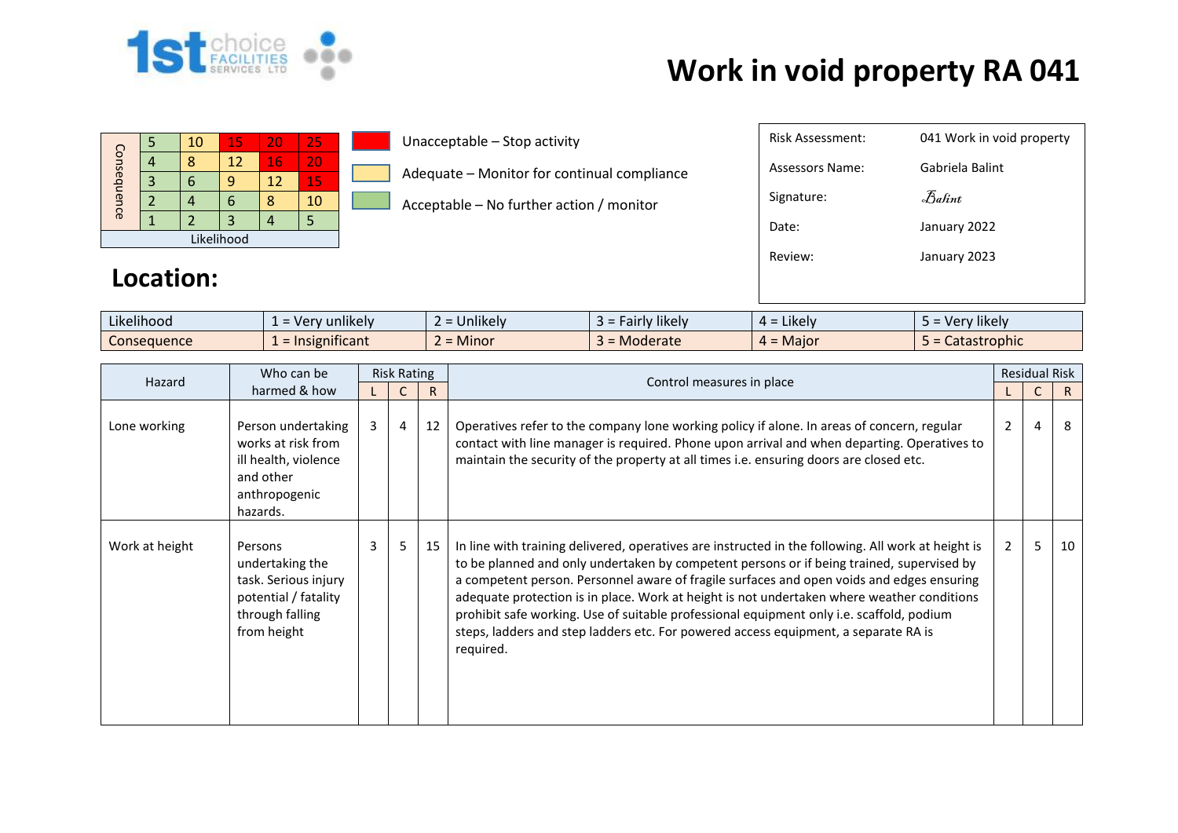# Work in void property RA 041

| Consequence | | | | | |
|---|---|---|---|---|---|
| | 5 | 10 | 15 | 20 | 25 |
| | 4 | 8 | 12 | 16 | 20 |
| | 3 | 6 | 9 | 12 | 15 |
| | 2 | 4 | 6 | 8 | 10 |
| | 1 | 2 | 3 | 4 | 5 |
| Likelihood | | | | | |

- Unacceptable – Stop activity
- Adequate – Monitor for continual compliance
- Acceptable – No further action / monitor

| | |
|---|---|
| Risk Assessment: | 041 Work in void property |
| Assessors Name: | Gabriela Balint |
| Signature: | Balint |
| Date: | January 2022 |
| Review: | January 2023 |

## Location:

| | | | | | |
|---|---|---|---|---|---|
| Likelihood | 1 = Very unlikely | 2 = Unlikely | 3 = Fairly likely | 4 = Likely | 5 = Very likely |
| Consequence | 1 = Insignificant | 2 = Minor | 3 = Moderate | 4 = Major | 5 = Catastrophic |

| Hazard | Who can be harmed & how | Risk Rating | | | Control measures in place | Residual Risk | | |
|---|---|---|---|---|---|---|---|---|
| | | L | C | R | | L | C | R |
| Lone working | Person undertaking works at risk from ill health, violence and other anthropogenic hazards. | 3 | 4 | 12 | Operatives refer to the company lone working policy if alone. In areas of concern, regular contact with line manager is required. Phone upon arrival and when departing. Operatives to maintain the security of the property at all times i.e. ensuring doors are closed etc. | 2 | 4 | 8 |
| Work at height | Persons undertaking the task. Serious injury potential / fatality through falling from height | 3 | 5 | 15 | In line with training delivered, operatives are instructed in the following. All work at height is to be planned and only undertaken by competent persons or if being trained, supervised by a competent person. Personnel aware of fragile surfaces and open voids and edges ensuring adequate protection is in place. Work at height is not undertaken where weather conditions prohibit safe working. Use of suitable professional equipment only i.e. scaffold, podium steps, ladders and step ladders etc. For powered access equipment, a separate RA is required. | 2 | 5 | 10 |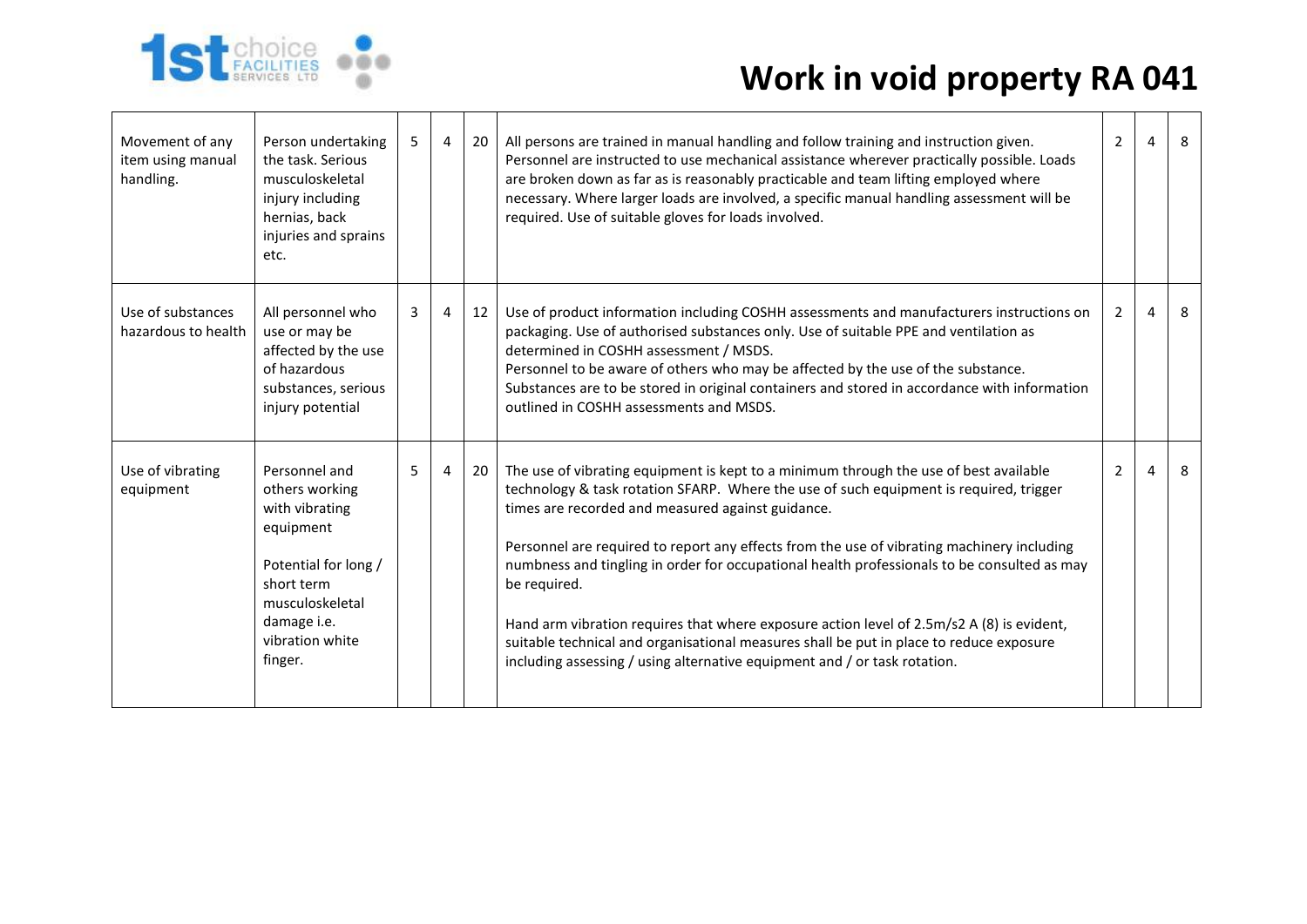# Work in void property RA 041

| | | | | | | | | |
|---|---|---|---|---|---|---|---|---|
| Movement of any item using manual handling. | Person undertaking the task. Serious musculoskeletal injury including hernias, back injuries and sprains etc. | 5 | 4 | 20 | All persons are trained in manual handling and follow training and instruction given. Personnel are instructed to use mechanical assistance wherever practically possible. Loads are broken down as far as is reasonably practicable and team lifting employed where necessary. Where larger loads are involved, a specific manual handling assessment will be required. Use of suitable gloves for loads involved. | 2 | 4 | 8 |
| Use of substances hazardous to health | All personnel who use or may be affected by the use of hazardous substances, serious injury potential | 3 | 4 | 12 | Use of product information including COSHH assessments and manufacturers instructions on packaging. Use of authorised substances only. Use of suitable PPE and ventilation as determined in COSHH assessment / MSDS.<br>Personnel to be aware of others who may be affected by the use of the substance.<br>Substances are to be stored in original containers and stored in accordance with information outlined in COSHH assessments and MSDS. | 2 | 4 | 8 |
| Use of vibrating equipment | Personnel and others working with vibrating equipment<br><br>Potential for long / short term musculoskeletal damage i.e. vibration white finger. | 5 | 4 | 20 | The use of vibrating equipment is kept to a minimum through the use of best available technology & task rotation SFARP. Where the use of such equipment is required, trigger times are recorded and measured against guidance.<br><br>Personnel are required to report any effects from the use of vibrating machinery including numbness and tingling in order for occupational health professionals to be consulted as may be required.<br><br>Hand arm vibration requires that where exposure action level of 2.5m/s2 A (8) is evident, suitable technical and organisational measures shall be put in place to reduce exposure including assessing / using alternative equipment and / or task rotation. | 2 | 4 | 8 |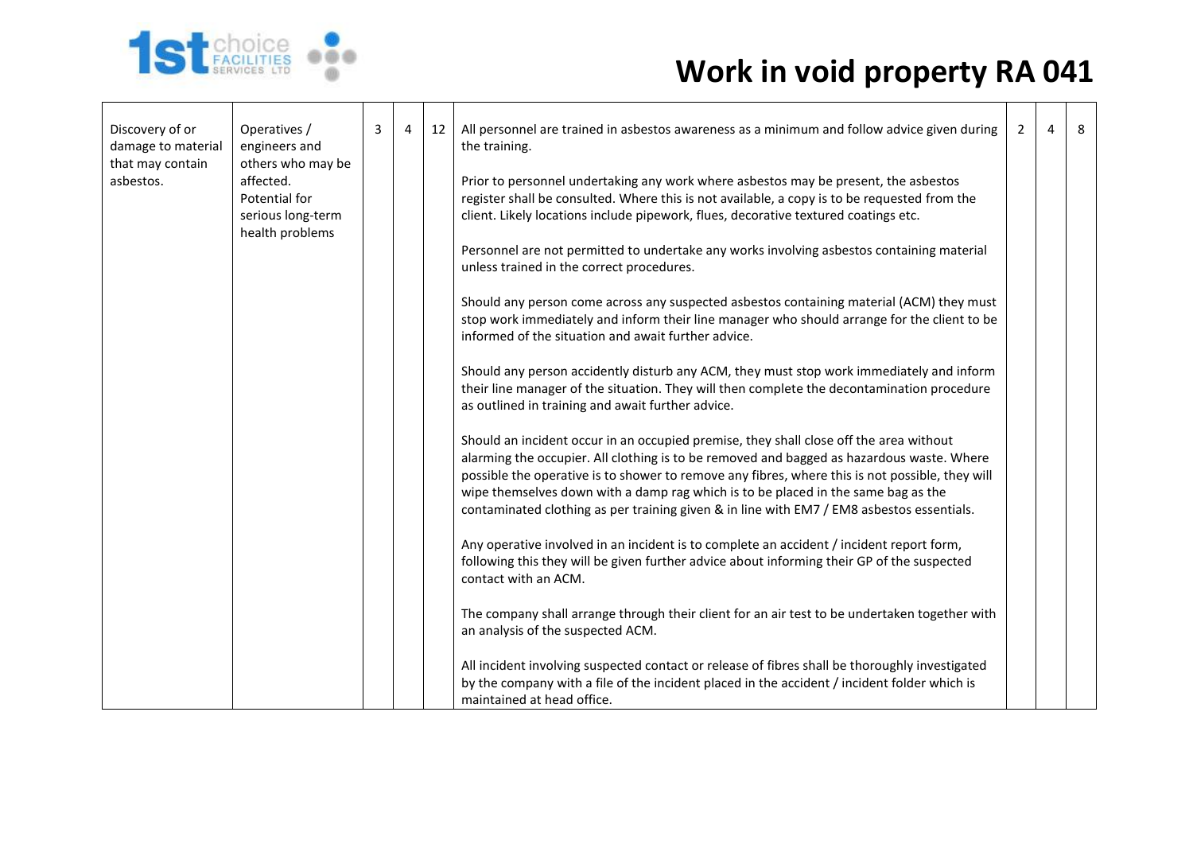# Work in void property RA 041

| | | | | | | | | |
|---|---|---|---|---|---|---|---|---|
| Discovery of or damage to material that may contain asbestos. | Operatives / engineers and others who may be affected. Potential for serious long-term health problems | 3 | 4 | 12 | All personnel are trained in asbestos awareness as a minimum and follow advice given during the training.<br><br>Prior to personnel undertaking any work where asbestos may be present, the asbestos register shall be consulted. Where this is not available, a copy is to be requested from the client. Likely locations include pipework, flues, decorative textured coatings etc.<br><br>Personnel are not permitted to undertake any works involving asbestos containing material unless trained in the correct procedures.<br><br>Should any person come across any suspected asbestos containing material (ACM) they must stop work immediately and inform their line manager who should arrange for the client to be informed of the situation and await further advice.<br><br>Should any person accidently disturb any ACM, they must stop work immediately and inform their line manager of the situation. They will then complete the decontamination procedure as outlined in training and await further advice.<br><br>Should an incident occur in an occupied premise, they shall close off the area without alarming the occupier. All clothing is to be removed and bagged as hazardous waste. Where possible the operative is to shower to remove any fibres, where this is not possible, they will wipe themselves down with a damp rag which is to be placed in the same bag as the contaminated clothing as per training given & in line with EM7 / EM8 asbestos essentials.<br><br>Any operative involved in an incident is to complete an accident / incident report form, following this they will be given further advice about informing their GP of the suspected contact with an ACM.<br><br>The company shall arrange through their client for an air test to be undertaken together with an analysis of the suspected ACM.<br><br>All incident involving suspected contact or release of fibres shall be thoroughly investigated by the company with a file of the incident placed in the accident / incident folder which is maintained at head office. | 2 | 4 | 8 |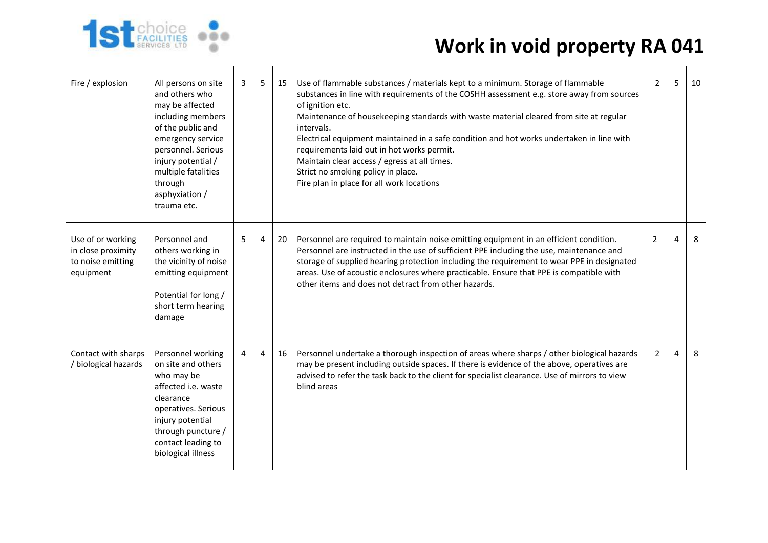# Work in void property RA 041

| | | | | | | | | |
|---|---|---|---|---|---|---|---|---|
| Fire / explosion | All persons on site and others who may be affected including members of the public and emergency service personnel. Serious injury potential / multiple fatalities through asphyxiation / trauma etc. | 3 | 5 | 15 | Use of flammable substances / materials kept to a minimum. Storage of flammable substances in line with requirements of the COSHH assessment e.g. store away from sources of ignition etc.<br>Maintenance of housekeeping standards with waste material cleared from site at regular intervals.<br>Electrical equipment maintained in a safe condition and hot works undertaken in line with requirements laid out in hot works permit.<br>Maintain clear access / egress at all times.<br>Strict no smoking policy in place.<br>Fire plan in place for all work locations | 2 | 5 | 10 |
| Use of or working in close proximity to noise emitting equipment | Personnel and others working in the vicinity of noise emitting equipment<br><br>Potential for long / short term hearing damage | 5 | 4 | 20 | Personnel are required to maintain noise emitting equipment in an efficient condition. Personnel are instructed in the use of sufficient PPE including the use, maintenance and storage of supplied hearing protection including the requirement to wear PPE in designated areas. Use of acoustic enclosures where practicable. Ensure that PPE is compatible with other items and does not detract from other hazards. | 2 | 4 | 8 |
| Contact with sharps / biological hazards | Personnel working on site and others who may be affected i.e. waste clearance operatives. Serious injury potential through puncture / contact leading to biological illness | 4 | 4 | 16 | Personnel undertake a thorough inspection of areas where sharps / other biological hazards may be present including outside spaces. If there is evidence of the above, operatives are advised to refer the task back to the client for specialist clearance. Use of mirrors to view blind areas | 2 | 4 | 8 |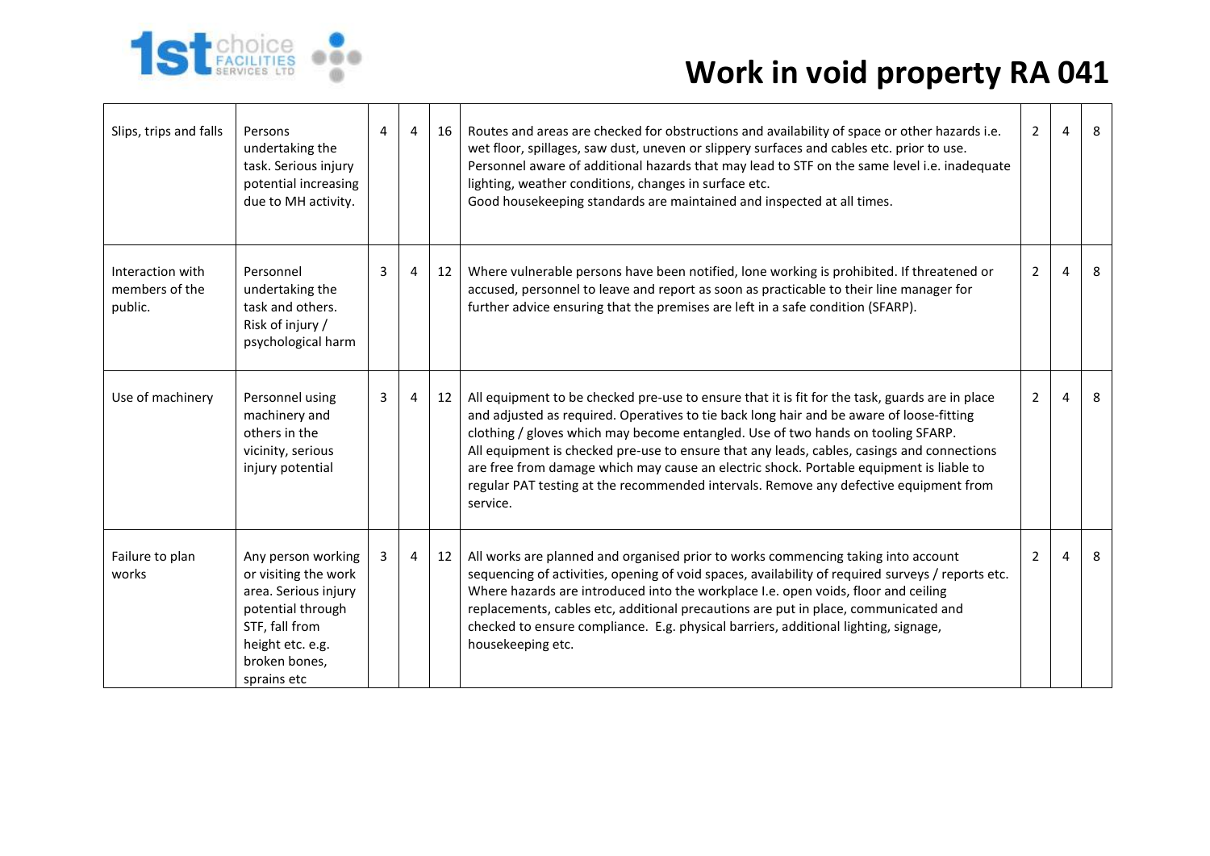# Work in void property RA 041

| | | | | | | | | |
|---|---|---|---|---|---|---|---|---|
| Slips, trips and falls | Persons undertaking the task. Serious injury potential increasing due to MH activity. | 4 | 4 | 16 | Routes and areas are checked for obstructions and availability of space or other hazards i.e. wet floor, spillages, saw dust, uneven or slippery surfaces and cables etc. prior to use.<br>Personnel aware of additional hazards that may lead to STF on the same level i.e. inadequate lighting, weather conditions, changes in surface etc.<br>Good housekeeping standards are maintained and inspected at all times. | 2 | 4 | 8 |
| Interaction with members of the public. | Personnel undertaking the task and others. Risk of injury / psychological harm | 3 | 4 | 12 | Where vulnerable persons have been notified, lone working is prohibited. If threatened or accused, personnel to leave and report as soon as practicable to their line manager for further advice ensuring that the premises are left in a safe condition (SFARP). | 2 | 4 | 8 |
| Use of machinery | Personnel using machinery and others in the vicinity, serious injury potential | 3 | 4 | 12 | All equipment to be checked pre-use to ensure that it is fit for the task, guards are in place and adjusted as required. Operatives to tie back long hair and be aware of loose-fitting clothing / gloves which may become entangled. Use of two hands on tooling SFARP.<br>All equipment is checked pre-use to ensure that any leads, cables, casings and connections are free from damage which may cause an electric shock. Portable equipment is liable to regular PAT testing at the recommended intervals. Remove any defective equipment from service. | 2 | 4 | 8 |
| Failure to plan works | Any person working or visiting the work area. Serious injury potential through STF, fall from height etc. e.g. broken bones, sprains etc | 3 | 4 | 12 | All works are planned and organised prior to works commencing taking into account sequencing of activities, opening of void spaces, availability of required surveys / reports etc. Where hazards are introduced into the workplace I.e. open voids, floor and ceiling replacements, cables etc, additional precautions are put in place, communicated and checked to ensure compliance. E.g. physical barriers, additional lighting, signage, housekeeping etc. | 2 | 4 | 8 |